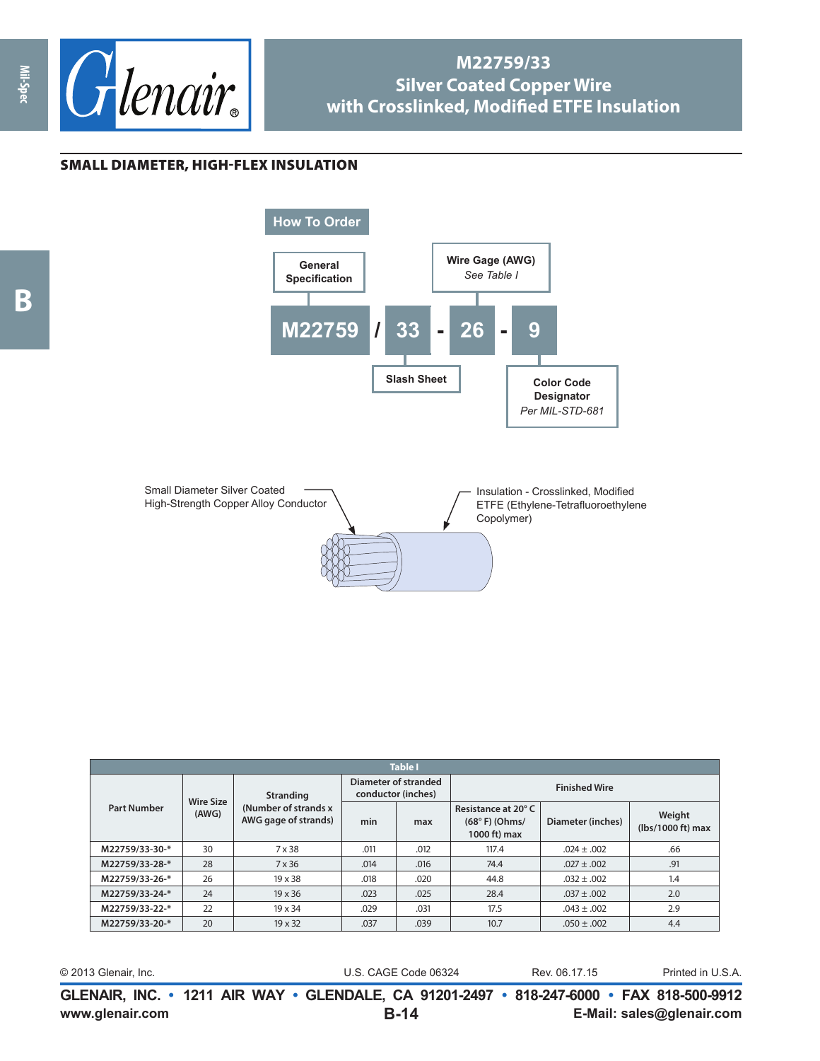# M22759/33
# Silver Coated Copper Wire with Crosslinked, Modified ETFE Insulation

## SMALL DIAMETER, HIGH-FLEX INSULATION

### How To Order

| General Specification | | Slash Sheet | | Wire Gage (AWG) *See Table I* | | Color Code Designator *Per MIL-STD-681* |
|---|---|---|---|---|---|---|
| **M22759** | / | **33** | - | **26** | - | **9** |

Small Diameter Silver Coated High-Strength Copper Alloy Conductor

Insulation - Crosslinked, Modified ETFE (Ethylene-Tetrafluoroethylene Copolymer)

**Table I**

| Part Number | Wire Size (AWG) | Stranding (Number of strands x AWG gage of strands) | Diameter of stranded conductor (inches) | | Finished Wire | | |
|---|---|---|---|---|---|---|---|
| | | | min | max | Resistance at 20° C (68° F) (Ohms/ 1000 ft) max | Diameter (inches) | Weight (lbs/1000 ft) max |
| M22759/33-30-* | 30 | 7 x 38 | .011 | .012 | 117.4 | .024 ± .002 | .66 |
| M22759/33-28-* | 28 | 7 x 36 | .014 | .016 | 74.4 | .027 ± .002 | .91 |
| M22759/33-26-* | 26 | 19 x 38 | .018 | .020 | 44.8 | .032 ± .002 | 1.4 |
| M22759/33-24-* | 24 | 19 x 36 | .023 | .025 | 28.4 | .037 ± .002 | 2.0 |
| M22759/33-22-* | 22 | 19 x 34 | .029 | .031 | 17.5 | .043 ± .002 | 2.9 |
| M22759/33-20-* | 20 | 19 x 32 | .037 | .039 | 10.7 | .050 ± .002 | 4.4 |

© 2013 Glenair, Inc. U.S. CAGE Code 06324 Rev. 06.17.15 Printed in U.S.A.

**GLENAIR, INC. • 1211 AIR WAY • GLENDALE, CA 91201-2497 • 818-247-6000 • FAX 818-500-9912**
**www.glenair.com** **E-Mail: sales@glenair.com**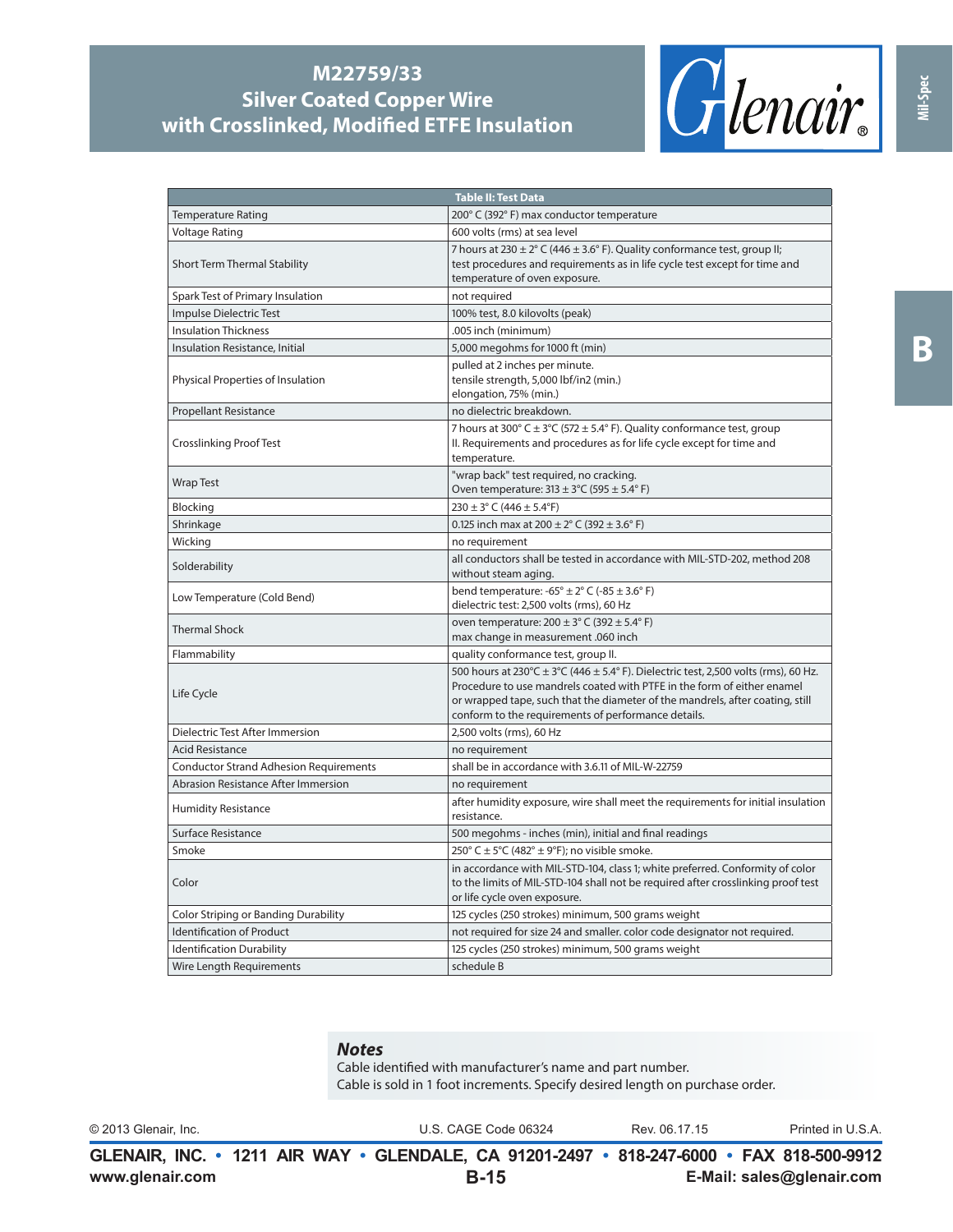# M22759/33 Silver Coated Copper Wire with Crosslinked, Modified ETFE Insulation

| Table II: Test Data | |
|---|---|
| Temperature Rating | 200° C (392° F) max conductor temperature |
| Voltage Rating | 600 volts (rms) at sea level |
| Short Term Thermal Stability | 7 hours at 230 ± 2° C (446 ± 3.6° F). Quality conformance test, group II; test procedures and requirements as in life cycle test except for time and temperature of oven exposure. |
| Spark Test of Primary Insulation | not required |
| Impulse Dielectric Test | 100% test, 8.0 kilovolts (peak) |
| Insulation Thickness | .005 inch (minimum) |
| Insulation Resistance, Initial | 5,000 megohms for 1000 ft (min) |
| Physical Properties of Insulation | pulled at 2 inches per minute. tensile strength, 5,000 lbf/in2 (min.) elongation, 75% (min.) |
| Propellant Resistance | no dielectric breakdown. |
| Crosslinking Proof Test | 7 hours at 300° C ± 3°C (572 ± 5.4° F). Quality conformance test, group II. Requirements and procedures as for life cycle except for time and temperature. |
| Wrap Test | "wrap back" test required, no cracking. Oven temperature: 313 ± 3°C (595 ± 5.4° F) |
| Blocking | 230 ± 3° C (446 ± 5.4°F) |
| Shrinkage | 0.125 inch max at 200 ± 2° C (392 ± 3.6° F) |
| Wicking | no requirement |
| Solderability | all conductors shall be tested in accordance with MIL-STD-202, method 208 without steam aging. |
| Low Temperature (Cold Bend) | bend temperature: -65° ± 2° C (-85 ± 3.6° F) dielectric test: 2,500 volts (rms), 60 Hz |
| Thermal Shock | oven temperature: 200 ± 3° C (392 ± 5.4° F) max change in measurement .060 inch |
| Flammability | quality conformance test, group II. |
| Life Cycle | 500 hours at 230°C ± 3°C (446 ± 5.4° F). Dielectric test, 2,500 volts (rms), 60 Hz. Procedure to use mandrels coated with PTFE in the form of either enamel or wrapped tape, such that the diameter of the mandrels, after coating, still conform to the requirements of performance details. |
| Dielectric Test After Immersion | 2,500 volts (rms), 60 Hz |
| Acid Resistance | no requirement |
| Conductor Strand Adhesion Requirements | shall be in accordance with 3.6.11 of MIL-W-22759 |
| Abrasion Resistance After Immersion | no requirement |
| Humidity Resistance | after humidity exposure, wire shall meet the requirements for initial insulation resistance. |
| Surface Resistance | 500 megohms - inches (min), initial and final readings |
| Smoke | 250° C ± 5°C (482° ± 9°F); no visible smoke. |
| Color | in accordance with MIL-STD-104, class 1; white preferred. Conformity of color to the limits of MIL-STD-104 shall not be required after crosslinking proof test or life cycle oven exposure. |
| Color Striping or Banding Durability | 125 cycles (250 strokes) minimum, 500 grams weight |
| Identification of Product | not required for size 24 and smaller. color code designator not required. |
| Identification Durability | 125 cycles (250 strokes) minimum, 500 grams weight |
| Wire Length Requirements | schedule B |

***Notes***

Cable identified with manufacturer's name and part number.
Cable is sold in 1 foot increments. Specify desired length on purchase order.